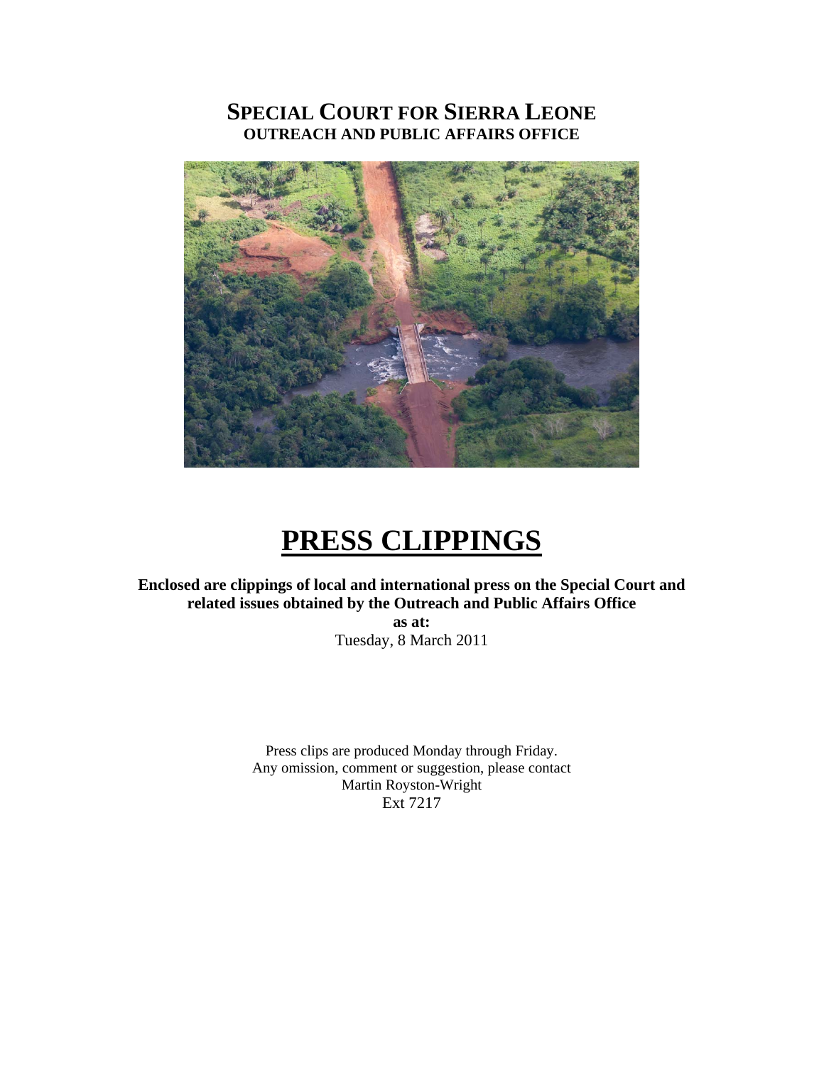# SPECIAL COURT FOR SIERRA LEONE
## OUTREACH AND PUBLIC AFFAIRS OFFICE

# PRESS CLIPPINGS

**Enclosed are clippings of local and international press on the Special Court and related issues obtained by the Outreach and Public Affairs Office**
**as at:**
Tuesday, 8 March 2011

Press clips are produced Monday through Friday.
Any omission, comment or suggestion, please contact
Martin Royston-Wright
Ext 7217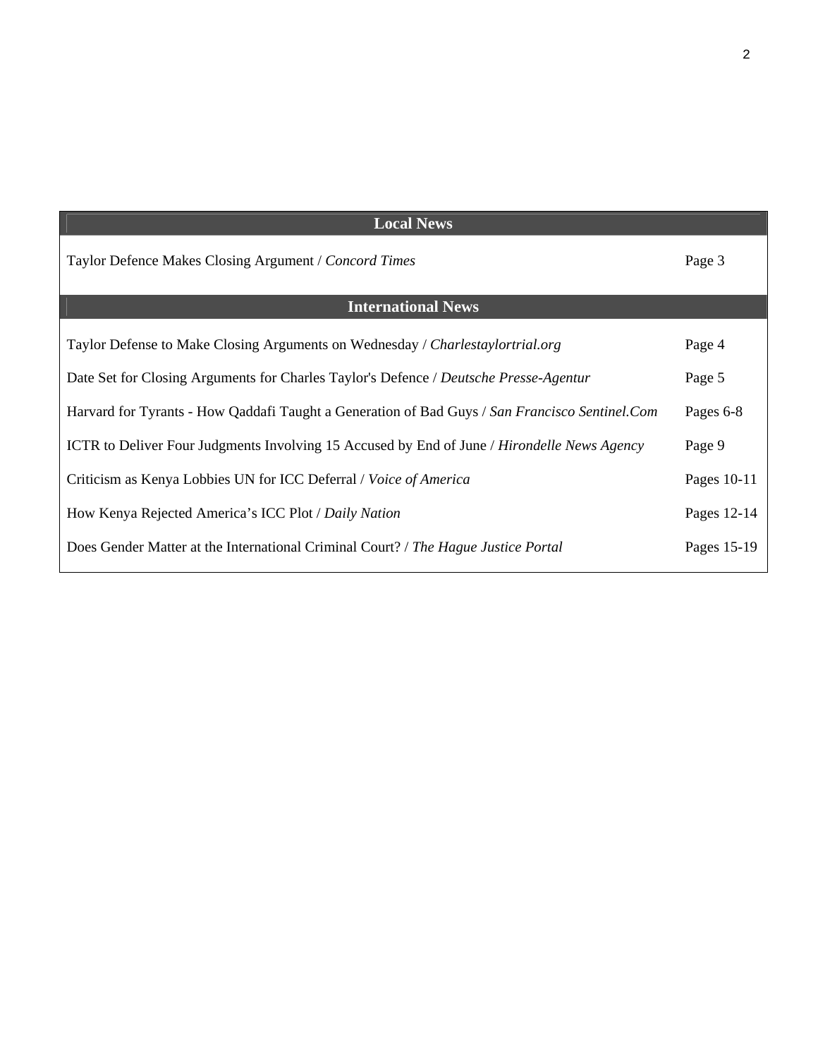| Local News | |
|---|---|
| Taylor Defence Makes Closing Argument / *Concord Times* | Page 3 |
| **International News** | |
| Taylor Defense to Make Closing Arguments on Wednesday / *Charlestaylortrial.org* | Page 4 |
| Date Set for Closing Arguments for Charles Taylor's Defence / *Deutsche Presse-Agentur* | Page 5 |
| Harvard for Tyrants - How Qaddafi Taught a Generation of Bad Guys / *San Francisco Sentinel.Com* | Pages 6-8 |
| ICTR to Deliver Four Judgments Involving 15 Accused by End of June / *Hirondelle News Agency* | Page 9 |
| Criticism as Kenya Lobbies UN for ICC Deferral / *Voice of America* | Pages 10-11 |
| How Kenya Rejected America's ICC Plot / *Daily Nation* | Pages 12-14 |
| Does Gender Matter at the International Criminal Court? / *The Hague Justice Portal* | Pages 15-19 |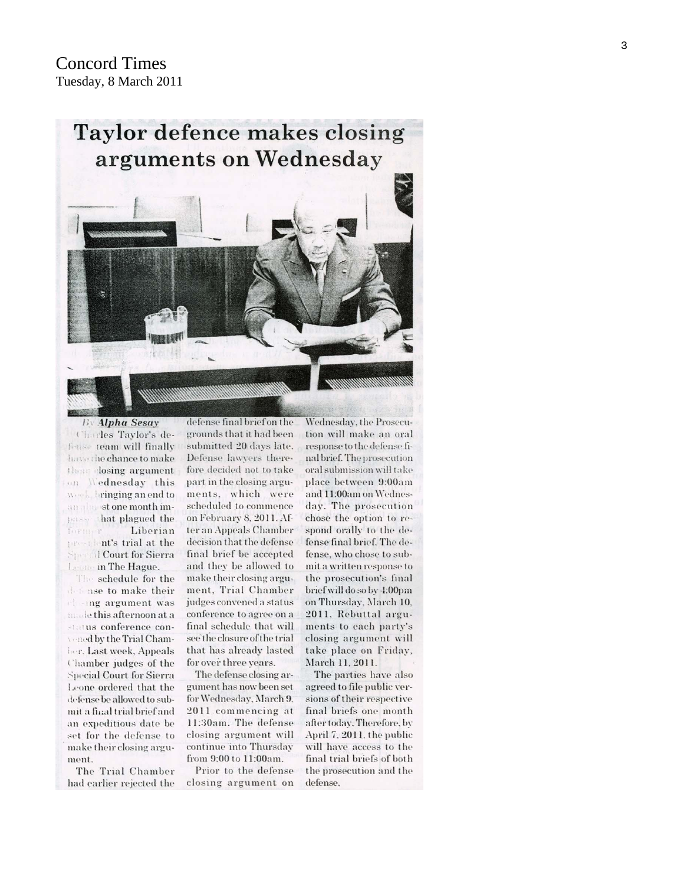Concord Times
Tuesday, 8 March 2011

# Taylor defence makes closing arguments on Wednesday

By **Alpha Sesay**

Charles Taylor's defense team will finally have the chance to make their closing argument on Wednesday this week, bringing an end to an almost one month impasse that plagued the former Liberian president's trial at the Special Court for Sierra Leone in The Hague.

The schedule for the defense to make their closing argument was made this afternoon at a status conference convened by the Trial Chamber. Last week, Appeals Chamber judges of the Special Court for Sierra Leone ordered that the defense be allowed to submit a final trial brief and an expeditious date be set for the defense to make their closing argument.

The Trial Chamber had earlier rejected the defense final brief on the grounds that it had been submitted 20 days late. Defense lawyers therefore decided not to take part in the closing arguments, which were scheduled to commence on February 8, 2011. After an Appeals Chamber decision that the defense final brief be accepted and they be allowed to make their closing argument, Trial Chamber judges convened a status conference to agree on a final schedule that will see the closure of the trial that has already lasted for over three years.

The defense closing argument has now been set for Wednesday, March 9, 2011 commencing at 11:30am. The defense closing argument will continue into Thursday from 9:00 to 11:00am.

Prior to the defense closing argument on Wednesday, the Prosecution will make an oral response to the defense final brief. The prosecution oral submission will take place between 9:00am and 11:00am on Wednesday. The prosecution chose the option to respond orally to the defense final brief. The defense, who chose to submit a written response to the prosecution's final brief will do so by 4:00pm on Thursday, March 10, 2011. Rebuttal arguments to each party's closing argument will take place on Friday, March 11, 2011.

The parties have also agreed to file public versions of their respective final briefs one month after today. Therefore, by April 7, 2011, the public will have access to the final trial briefs of both the prosecution and the defense.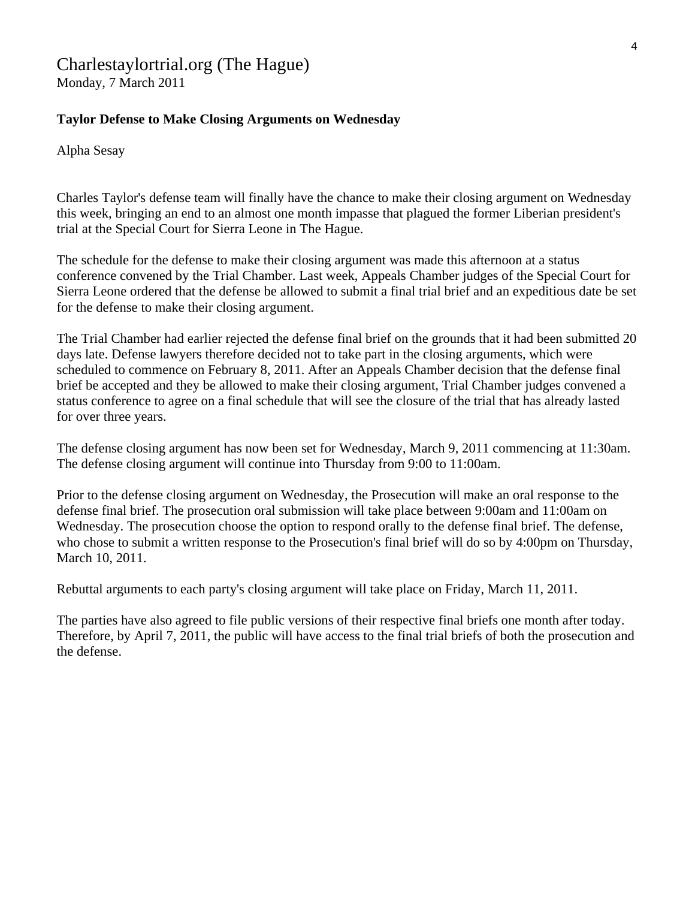Charlestaylortrial.org (The Hague)
Monday, 7 March 2011

**Taylor Defense to Make Closing Arguments on Wednesday**

Alpha Sesay

Charles Taylor's defense team will finally have the chance to make their closing argument on Wednesday this week, bringing an end to an almost one month impasse that plagued the former Liberian president's trial at the Special Court for Sierra Leone in The Hague.

The schedule for the defense to make their closing argument was made this afternoon at a status conference convened by the Trial Chamber. Last week, Appeals Chamber judges of the Special Court for Sierra Leone ordered that the defense be allowed to submit a final trial brief and an expeditious date be set for the defense to make their closing argument.

The Trial Chamber had earlier rejected the defense final brief on the grounds that it had been submitted 20 days late. Defense lawyers therefore decided not to take part in the closing arguments, which were scheduled to commence on February 8, 2011. After an Appeals Chamber decision that the defense final brief be accepted and they be allowed to make their closing argument, Trial Chamber judges convened a status conference to agree on a final schedule that will see the closure of the trial that has already lasted for over three years.

The defense closing argument has now been set for Wednesday, March 9, 2011 commencing at 11:30am. The defense closing argument will continue into Thursday from 9:00 to 11:00am.

Prior to the defense closing argument on Wednesday, the Prosecution will make an oral response to the defense final brief. The prosecution oral submission will take place between 9:00am and 11:00am on Wednesday. The prosecution choose the option to respond orally to the defense final brief. The defense, who chose to submit a written response to the Prosecution's final brief will do so by 4:00pm on Thursday, March 10, 2011.

Rebuttal arguments to each party's closing argument will take place on Friday, March 11, 2011.

The parties have also agreed to file public versions of their respective final briefs one month after today. Therefore, by April 7, 2011, the public will have access to the final trial briefs of both the prosecution and the defense.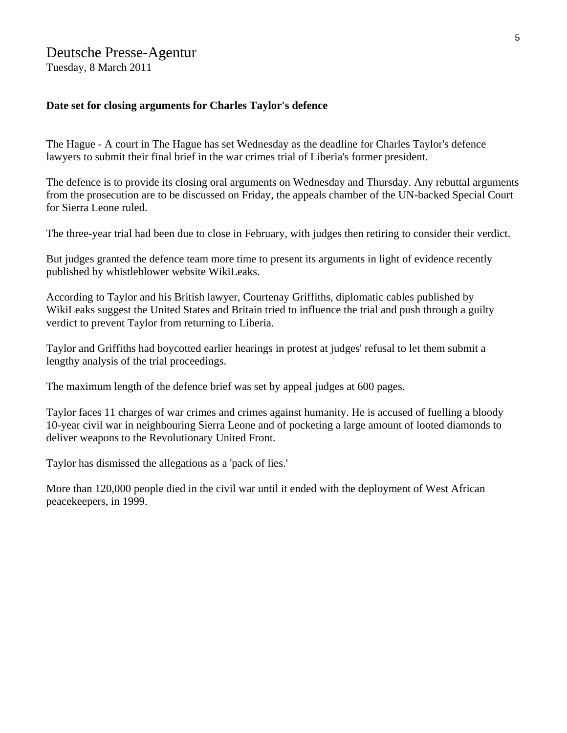Deutsche Presse-Agentur
Tuesday, 8 March 2011

**Date set for closing arguments for Charles Taylor's defence**

The Hague - A court in The Hague has set Wednesday as the deadline for Charles Taylor's defence lawyers to submit their final brief in the war crimes trial of Liberia's former president.

The defence is to provide its closing oral arguments on Wednesday and Thursday. Any rebuttal arguments from the prosecution are to be discussed on Friday, the appeals chamber of the UN-backed Special Court for Sierra Leone ruled.

The three-year trial had been due to close in February, with judges then retiring to consider their verdict.

But judges granted the defence team more time to present its arguments in light of evidence recently published by whistleblower website WikiLeaks.

According to Taylor and his British lawyer, Courtenay Griffiths, diplomatic cables published by WikiLeaks suggest the United States and Britain tried to influence the trial and push through a guilty verdict to prevent Taylor from returning to Liberia.

Taylor and Griffiths had boycotted earlier hearings in protest at judges' refusal to let them submit a lengthy analysis of the trial proceedings.

The maximum length of the defence brief was set by appeal judges at 600 pages.

Taylor faces 11 charges of war crimes and crimes against humanity. He is accused of fuelling a bloody 10-year civil war in neighbouring Sierra Leone and of pocketing a large amount of looted diamonds to deliver weapons to the Revolutionary United Front.

Taylor has dismissed the allegations as a 'pack of lies.'

More than 120,000 people died in the civil war until it ended with the deployment of West African peacekeepers, in 1999.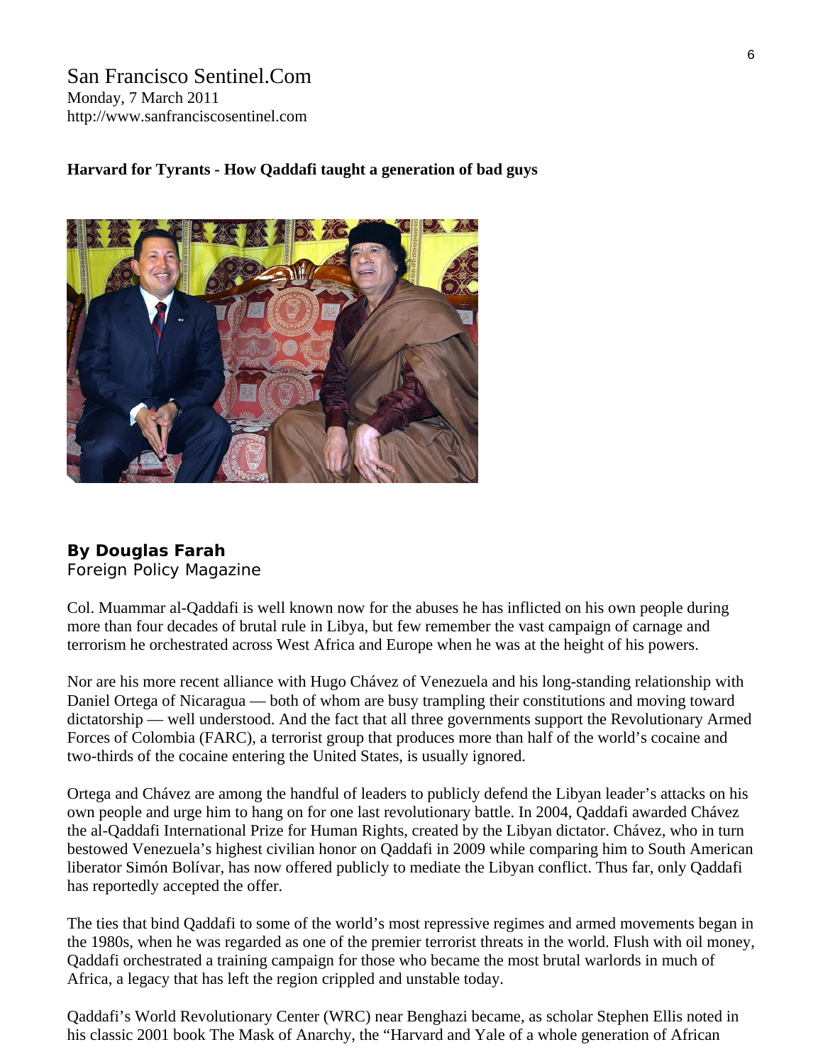San Francisco Sentinel.Com
Monday, 7 March 2011
http://www.sanfranciscosentinel.com

**Harvard for Tyrants - How Qaddafi taught a generation of bad guys**

**By Douglas Farah**
Foreign Policy Magazine

Col. Muammar al-Qaddafi is well known now for the abuses he has inflicted on his own people during more than four decades of brutal rule in Libya, but few remember the vast campaign of carnage and terrorism he orchestrated across West Africa and Europe when he was at the height of his powers.

Nor are his more recent alliance with Hugo Chávez of Venezuela and his long-standing relationship with Daniel Ortega of Nicaragua — both of whom are busy trampling their constitutions and moving toward dictatorship — well understood. And the fact that all three governments support the Revolutionary Armed Forces of Colombia (FARC), a terrorist group that produces more than half of the world's cocaine and two-thirds of the cocaine entering the United States, is usually ignored.

Ortega and Chávez are among the handful of leaders to publicly defend the Libyan leader's attacks on his own people and urge him to hang on for one last revolutionary battle. In 2004, Qaddafi awarded Chávez the al-Qaddafi International Prize for Human Rights, created by the Libyan dictator. Chávez, who in turn bestowed Venezuela's highest civilian honor on Qaddafi in 2009 while comparing him to South American liberator Simón Bolívar, has now offered publicly to mediate the Libyan conflict. Thus far, only Qaddafi has reportedly accepted the offer.

The ties that bind Qaddafi to some of the world's most repressive regimes and armed movements began in the 1980s, when he was regarded as one of the premier terrorist threats in the world. Flush with oil money, Qaddafi orchestrated a training campaign for those who became the most brutal warlords in much of Africa, a legacy that has left the region crippled and unstable today.

Qaddafi's World Revolutionary Center (WRC) near Benghazi became, as scholar Stephen Ellis noted in his classic 2001 book The Mask of Anarchy, the "Harvard and Yale of a whole generation of African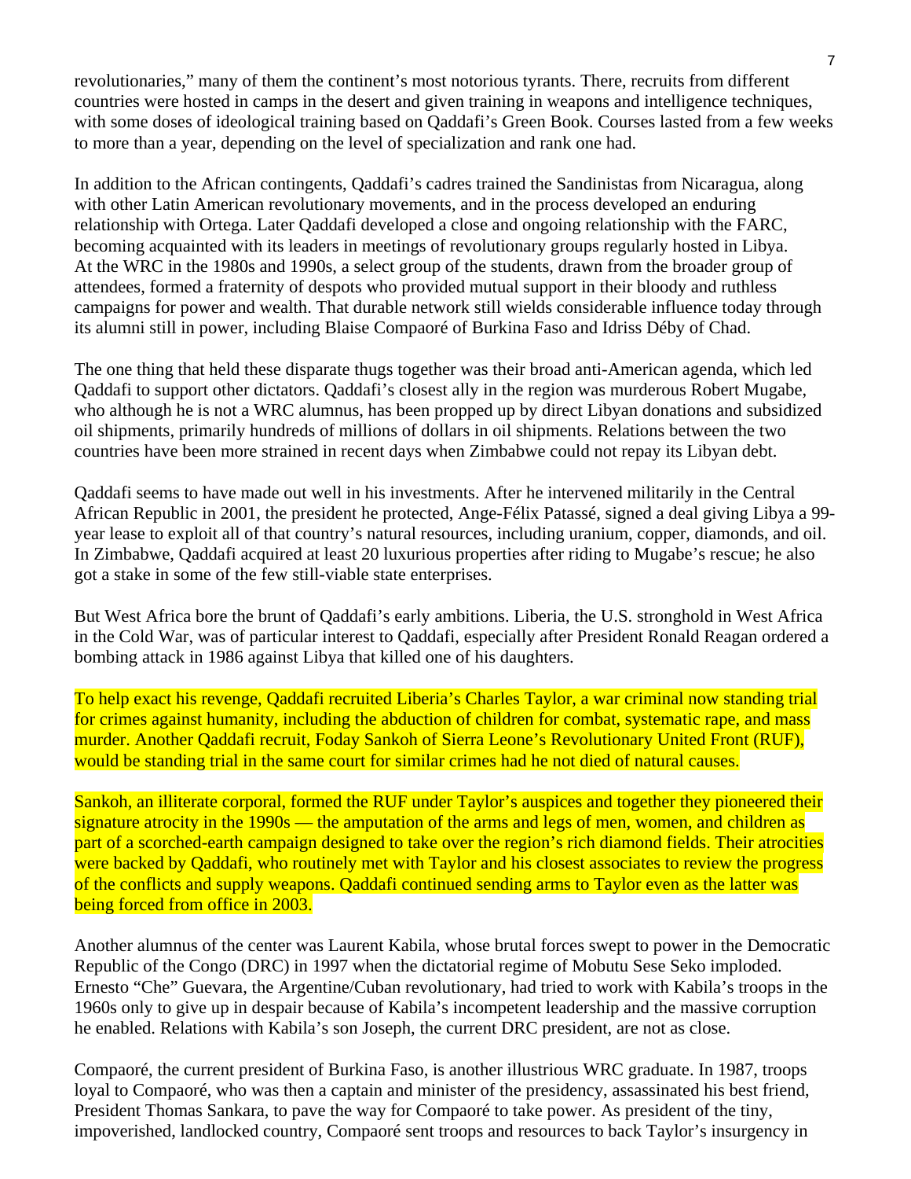revolutionaries," many of them the continent's most notorious tyrants. There, recruits from different countries were hosted in camps in the desert and given training in weapons and intelligence techniques, with some doses of ideological training based on Qaddafi's Green Book. Courses lasted from a few weeks to more than a year, depending on the level of specialization and rank one had.

In addition to the African contingents, Qaddafi's cadres trained the Sandinistas from Nicaragua, along with other Latin American revolutionary movements, and in the process developed an enduring relationship with Ortega. Later Qaddafi developed a close and ongoing relationship with the FARC, becoming acquainted with its leaders in meetings of revolutionary groups regularly hosted in Libya. At the WRC in the 1980s and 1990s, a select group of the students, drawn from the broader group of attendees, formed a fraternity of despots who provided mutual support in their bloody and ruthless campaigns for power and wealth. That durable network still wields considerable influence today through its alumni still in power, including Blaise Compaoré of Burkina Faso and Idriss Déby of Chad.

The one thing that held these disparate thugs together was their broad anti-American agenda, which led Qaddafi to support other dictators. Qaddafi's closest ally in the region was murderous Robert Mugabe, who although he is not a WRC alumnus, has been propped up by direct Libyan donations and subsidized oil shipments, primarily hundreds of millions of dollars in oil shipments. Relations between the two countries have been more strained in recent days when Zimbabwe could not repay its Libyan debt.

Qaddafi seems to have made out well in his investments. After he intervened militarily in the Central African Republic in 2001, the president he protected, Ange-Félix Patassé, signed a deal giving Libya a 99-year lease to exploit all of that country's natural resources, including uranium, copper, diamonds, and oil. In Zimbabwe, Qaddafi acquired at least 20 luxurious properties after riding to Mugabe's rescue; he also got a stake in some of the few still-viable state enterprises.

But West Africa bore the brunt of Qaddafi's early ambitions. Liberia, the U.S. stronghold in West Africa in the Cold War, was of particular interest to Qaddafi, especially after President Ronald Reagan ordered a bombing attack in 1986 against Libya that killed one of his daughters.

To help exact his revenge, Qaddafi recruited Liberia's Charles Taylor, a war criminal now standing trial for crimes against humanity, including the abduction of children for combat, systematic rape, and mass murder. Another Qaddafi recruit, Foday Sankoh of Sierra Leone's Revolutionary United Front (RUF), would be standing trial in the same court for similar crimes had he not died of natural causes.

Sankoh, an illiterate corporal, formed the RUF under Taylor's auspices and together they pioneered their signature atrocity in the 1990s — the amputation of the arms and legs of men, women, and children as part of a scorched-earth campaign designed to take over the region's rich diamond fields. Their atrocities were backed by Qaddafi, who routinely met with Taylor and his closest associates to review the progress of the conflicts and supply weapons. Qaddafi continued sending arms to Taylor even as the latter was being forced from office in 2003.

Another alumnus of the center was Laurent Kabila, whose brutal forces swept to power in the Democratic Republic of the Congo (DRC) in 1997 when the dictatorial regime of Mobutu Sese Seko imploded. Ernesto "Che" Guevara, the Argentine/Cuban revolutionary, had tried to work with Kabila's troops in the 1960s only to give up in despair because of Kabila's incompetent leadership and the massive corruption he enabled. Relations with Kabila's son Joseph, the current DRC president, are not as close.

Compaoré, the current president of Burkina Faso, is another illustrious WRC graduate. In 1987, troops loyal to Compaoré, who was then a captain and minister of the presidency, assassinated his best friend, President Thomas Sankara, to pave the way for Compaoré to take power. As president of the tiny, impoverished, landlocked country, Compaoré sent troops and resources to back Taylor's insurgency in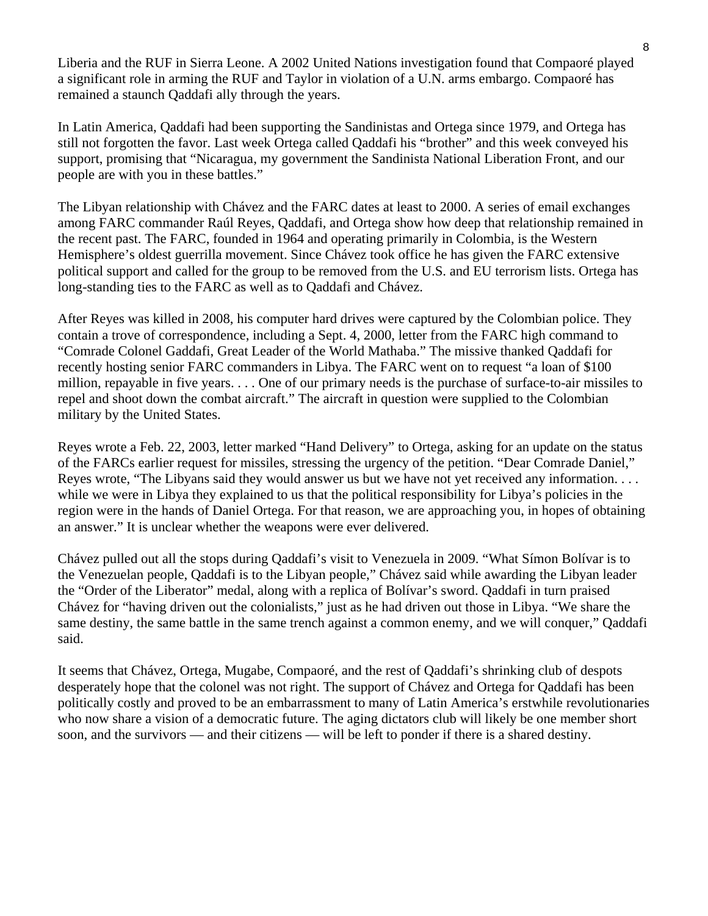Liberia and the RUF in Sierra Leone. A 2002 United Nations investigation found that Compaoré played a significant role in arming the RUF and Taylor in violation of a U.N. arms embargo. Compaoré has remained a staunch Qaddafi ally through the years.

In Latin America, Qaddafi had been supporting the Sandinistas and Ortega since 1979, and Ortega has still not forgotten the favor. Last week Ortega called Qaddafi his "brother" and this week conveyed his support, promising that "Nicaragua, my government the Sandinista National Liberation Front, and our people are with you in these battles."

The Libyan relationship with Chávez and the FARC dates at least to 2000. A series of email exchanges among FARC commander Raúl Reyes, Qaddafi, and Ortega show how deep that relationship remained in the recent past. The FARC, founded in 1964 and operating primarily in Colombia, is the Western Hemisphere's oldest guerrilla movement. Since Chávez took office he has given the FARC extensive political support and called for the group to be removed from the U.S. and EU terrorism lists. Ortega has long-standing ties to the FARC as well as to Qaddafi and Chávez.

After Reyes was killed in 2008, his computer hard drives were captured by the Colombian police. They contain a trove of correspondence, including a Sept. 4, 2000, letter from the FARC high command to "Comrade Colonel Gaddafi, Great Leader of the World Mathaba." The missive thanked Qaddafi for recently hosting senior FARC commanders in Libya. The FARC went on to request "a loan of $100 million, repayable in five years. . . . One of our primary needs is the purchase of surface-to-air missiles to repel and shoot down the combat aircraft." The aircraft in question were supplied to the Colombian military by the United States.

Reyes wrote a Feb. 22, 2003, letter marked "Hand Delivery" to Ortega, asking for an update on the status of the FARCs earlier request for missiles, stressing the urgency of the petition. "Dear Comrade Daniel," Reyes wrote, "The Libyans said they would answer us but we have not yet received any information. . . . while we were in Libya they explained to us that the political responsibility for Libya's policies in the region were in the hands of Daniel Ortega. For that reason, we are approaching you, in hopes of obtaining an answer." It is unclear whether the weapons were ever delivered.

Chávez pulled out all the stops during Qaddafi's visit to Venezuela in 2009. "What Símon Bolívar is to the Venezuelan people, Qaddafi is to the Libyan people," Chávez said while awarding the Libyan leader the "Order of the Liberator" medal, along with a replica of Bolívar's sword. Qaddafi in turn praised Chávez for "having driven out the colonialists," just as he had driven out those in Libya. "We share the same destiny, the same battle in the same trench against a common enemy, and we will conquer," Qaddafi said.

It seems that Chávez, Ortega, Mugabe, Compaoré, and the rest of Qaddafi's shrinking club of despots desperately hope that the colonel was not right. The support of Chávez and Ortega for Qaddafi has been politically costly and proved to be an embarrassment to many of Latin America's erstwhile revolutionaries who now share a vision of a democratic future. The aging dictators club will likely be one member short soon, and the survivors — and their citizens — will be left to ponder if there is a shared destiny.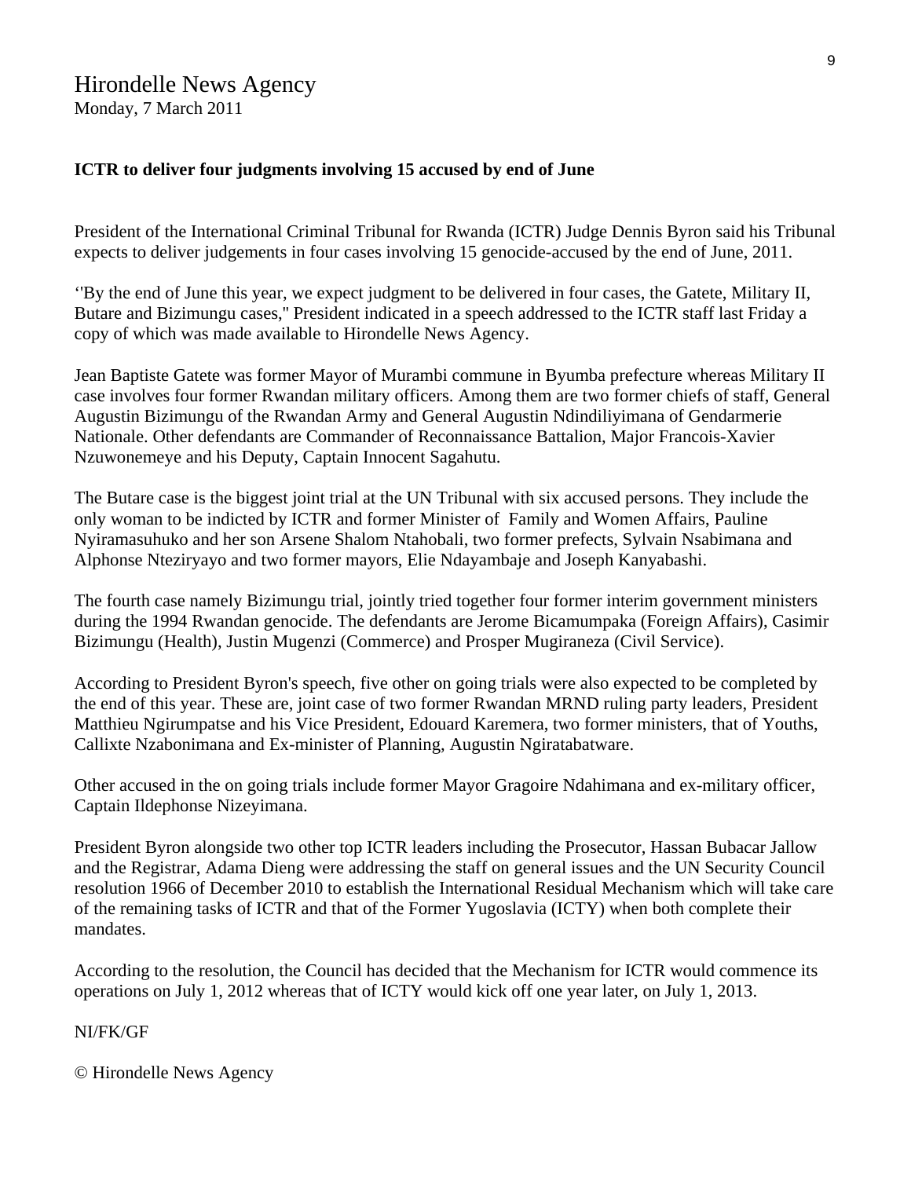Hirondelle News Agency
Monday, 7 March 2011

**ICTR to deliver four judgments involving 15 accused by end of June**

President of the International Criminal Tribunal for Rwanda (ICTR) Judge Dennis Byron said his Tribunal expects to deliver judgements in four cases involving 15 genocide-accused by the end of June, 2011.

‘'By the end of June this year, we expect judgment to be delivered in four cases, the Gatete, Military II, Butare and Bizimungu cases," President indicated in a speech addressed to the ICTR staff last Friday a copy of which was made available to Hirondelle News Agency.

Jean Baptiste Gatete was former Mayor of Murambi commune in Byumba prefecture whereas Military II case involves four former Rwandan military officers. Among them are two former chiefs of staff, General Augustin Bizimungu of the Rwandan Army and General Augustin Ndindiliyimana of Gendarmerie Nationale. Other defendants are Commander of Reconnaissance Battalion, Major Francois-Xavier Nzuwonemeye and his Deputy, Captain Innocent Sagahutu.

The Butare case is the biggest joint trial at the UN Tribunal with six accused persons. They include the only woman to be indicted by ICTR and former Minister of Family and Women Affairs, Pauline Nyiramasuhuko and her son Arsene Shalom Ntahobali, two former prefects, Sylvain Nsabimana and Alphonse Nteziryayo and two former mayors, Elie Ndayambaje and Joseph Kanyabashi.

The fourth case namely Bizimungu trial, jointly tried together four former interim government ministers during the 1994 Rwandan genocide. The defendants are Jerome Bicamumpaka (Foreign Affairs), Casimir Bizimungu (Health), Justin Mugenzi (Commerce) and Prosper Mugiraneza (Civil Service).

According to President Byron's speech, five other on going trials were also expected to be completed by the end of this year. These are, joint case of two former Rwandan MRND ruling party leaders, President Matthieu Ngirumpatse and his Vice President, Edouard Karemera, two former ministers, that of Youths, Callixte Nzabonimana and Ex-minister of Planning, Augustin Ngiratabatware.

Other accused in the on going trials include former Mayor Gragoire Ndahimana and ex-military officer, Captain Ildephonse Nizeyimana.

President Byron alongside two other top ICTR leaders including the Prosecutor, Hassan Bubacar Jallow and the Registrar, Adama Dieng were addressing the staff on general issues and the UN Security Council resolution 1966 of December 2010 to establish the International Residual Mechanism which will take care of the remaining tasks of ICTR and that of the Former Yugoslavia (ICTY) when both complete their mandates.

According to the resolution, the Council has decided that the Mechanism for ICTR would commence its operations on July 1, 2012 whereas that of ICTY would kick off one year later, on July 1, 2013.

NI/FK/GF

© Hirondelle News Agency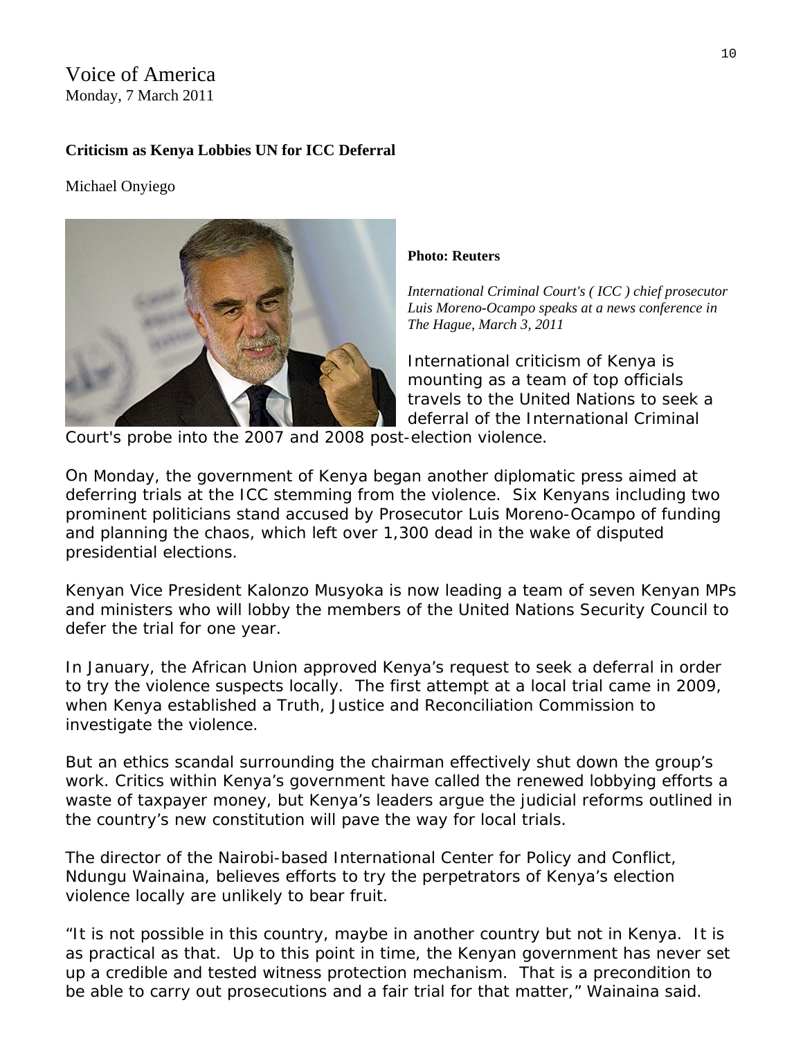Voice of America
Monday, 7 March 2011

**Criticism as Kenya Lobbies UN for ICC Deferral**

Michael Onyiego

**Photo: Reuters**

*International Criminal Court's ( ICC ) chief prosecutor Luis Moreno-Ocampo speaks at a news conference in The Hague, March 3, 2011*

International criticism of Kenya is mounting as a team of top officials travels to the United Nations to seek a deferral of the International Criminal Court's probe into the 2007 and 2008 post-election violence.

On Monday, the government of Kenya began another diplomatic press aimed at deferring trials at the ICC stemming from the violence. Six Kenyans including two prominent politicians stand accused by Prosecutor Luis Moreno-Ocampo of funding and planning the chaos, which left over 1,300 dead in the wake of disputed presidential elections.

Kenyan Vice President Kalonzo Musyoka is now leading a team of seven Kenyan MPs and ministers who will lobby the members of the United Nations Security Council to defer the trial for one year.

In January, the African Union approved Kenya's request to seek a deferral in order to try the violence suspects locally. The first attempt at a local trial came in 2009, when Kenya established a Truth, Justice and Reconciliation Commission to investigate the violence.

But an ethics scandal surrounding the chairman effectively shut down the group's work. Critics within Kenya's government have called the renewed lobbying efforts a waste of taxpayer money, but Kenya's leaders argue the judicial reforms outlined in the country's new constitution will pave the way for local trials.

The director of the Nairobi-based International Center for Policy and Conflict, Ndungu Wainaina, believes efforts to try the perpetrators of Kenya's election violence locally are unlikely to bear fruit.

"It is not possible in this country, maybe in another country but not in Kenya. It is as practical as that. Up to this point in time, the Kenyan government has never set up a credible and tested witness protection mechanism. That is a precondition to be able to carry out prosecutions and a fair trial for that matter," Wainaina said.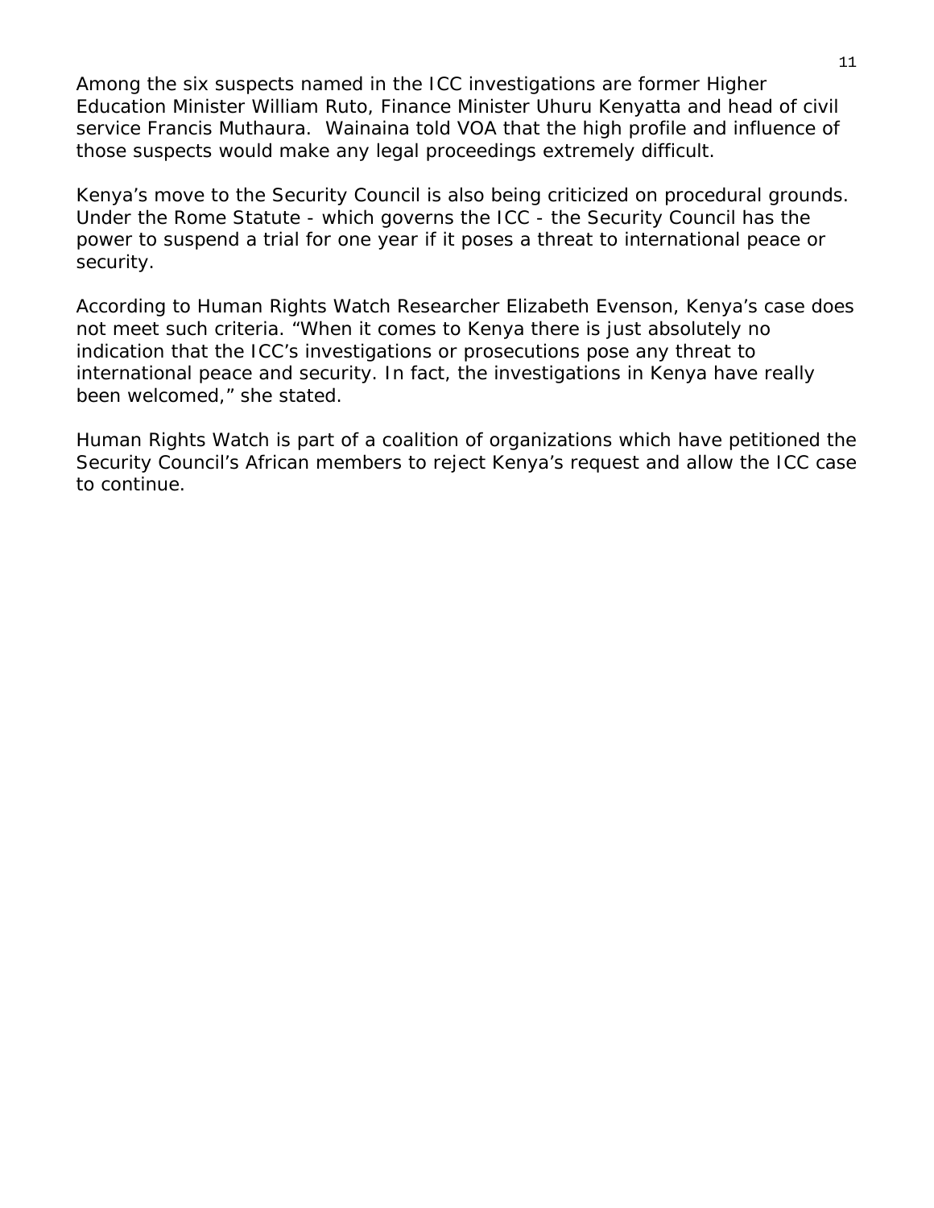Among the six suspects named in the ICC investigations are former Higher Education Minister William Ruto, Finance Minister Uhuru Kenyatta and head of civil service Francis Muthaura. Wainaina told VOA that the high profile and influence of those suspects would make any legal proceedings extremely difficult.

Kenya's move to the Security Council is also being criticized on procedural grounds. Under the Rome Statute - which governs the ICC - the Security Council has the power to suspend a trial for one year if it poses a threat to international peace or security.

According to Human Rights Watch Researcher Elizabeth Evenson, Kenya's case does not meet such criteria. "When it comes to Kenya there is just absolutely no indication that the ICC's investigations or prosecutions pose any threat to international peace and security. In fact, the investigations in Kenya have really been welcomed," she stated.

Human Rights Watch is part of a coalition of organizations which have petitioned the Security Council's African members to reject Kenya's request and allow the ICC case to continue.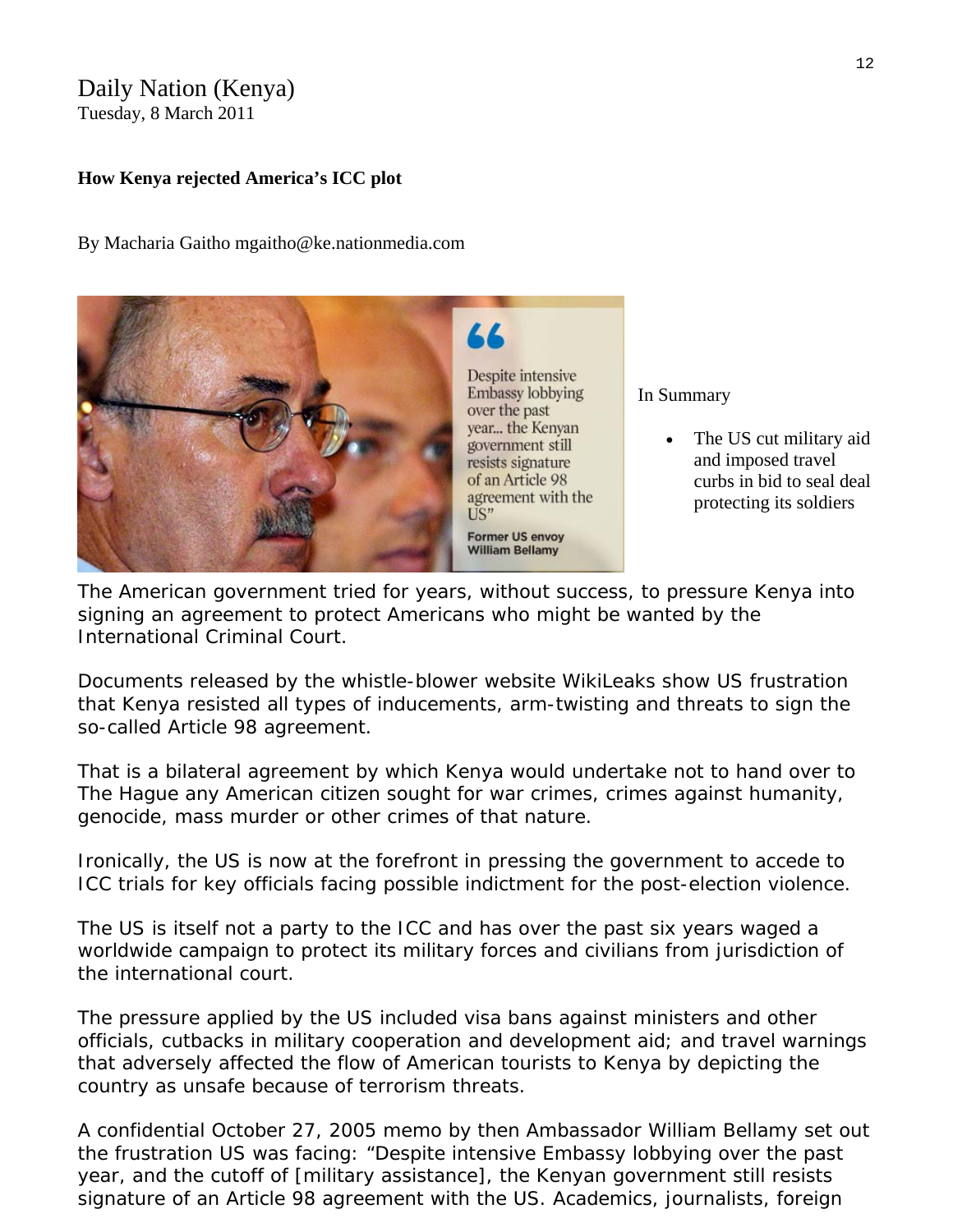Daily Nation (Kenya)
Tuesday, 8 March 2011

**How Kenya rejected America's ICC plot**

By Macharia Gaitho mgaitho@ke.nationmedia.com

"Despite intensive Embassy lobbying over the past year... the Kenyan government still resists signature of an Article 98 agreement with the US"

**Former US envoy William Bellamy**

In Summary

- The US cut military aid and imposed travel curbs in bid to seal deal protecting its soldiers

The American government tried for years, without success, to pressure Kenya into signing an agreement to protect Americans who might be wanted by the International Criminal Court.

Documents released by the whistle-blower website WikiLeaks show US frustration that Kenya resisted all types of inducements, arm-twisting and threats to sign the so-called Article 98 agreement.

That is a bilateral agreement by which Kenya would undertake not to hand over to The Hague any American citizen sought for war crimes, crimes against humanity, genocide, mass murder or other crimes of that nature.

Ironically, the US is now at the forefront in pressing the government to accede to ICC trials for key officials facing possible indictment for the post-election violence.

The US is itself not a party to the ICC and has over the past six years waged a worldwide campaign to protect its military forces and civilians from jurisdiction of the international court.

The pressure applied by the US included visa bans against ministers and other officials, cutbacks in military cooperation and development aid; and travel warnings that adversely affected the flow of American tourists to Kenya by depicting the country as unsafe because of terrorism threats.

A confidential October 27, 2005 memo by then Ambassador William Bellamy set out the frustration US was facing: "Despite intensive Embassy lobbying over the past year, and the cutoff of [military assistance], the Kenyan government still resists signature of an Article 98 agreement with the US. Academics, journalists, foreign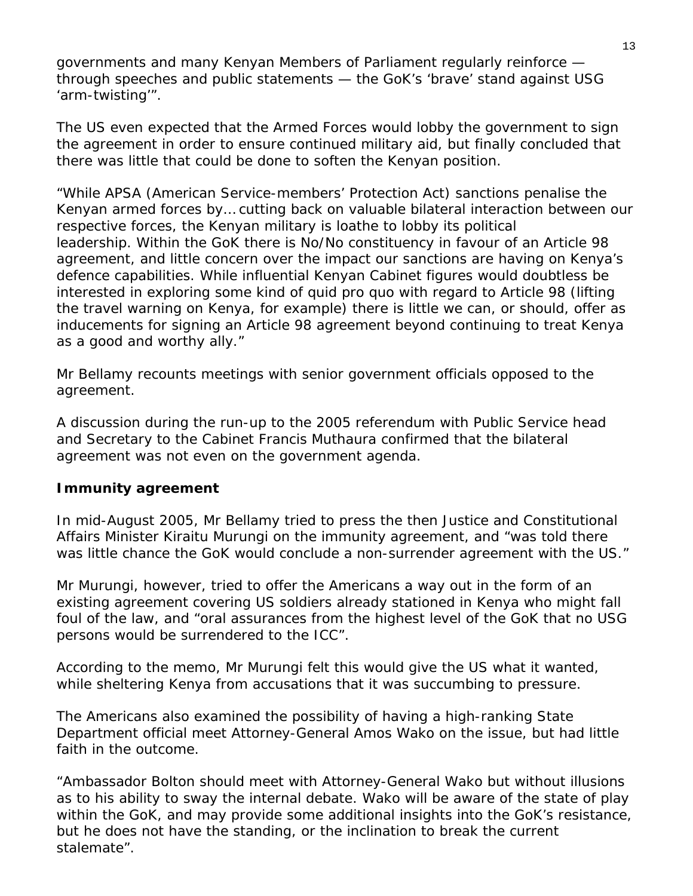governments and many Kenyan Members of Parliament regularly reinforce — through speeches and public statements — the GoK's 'brave' stand against USG 'arm-twisting'".

The US even expected that the Armed Forces would lobby the government to sign the agreement in order to ensure continued military aid, but finally concluded that there was little that could be done to soften the Kenyan position.

"While APSA (American Service-members' Protection Act) sanctions penalise the Kenyan armed forces by… cutting back on valuable bilateral interaction between our respective forces, the Kenyan military is loathe to lobby its political leadership. Within the GoK there is No/No constituency in favour of an Article 98 agreement, and little concern over the impact our sanctions are having on Kenya's defence capabilities. While influential Kenyan Cabinet figures would doubtless be interested in exploring some kind of quid pro quo with regard to Article 98 (lifting the travel warning on Kenya, for example) there is little we can, or should, offer as inducements for signing an Article 98 agreement beyond continuing to treat Kenya as a good and worthy ally."

Mr Bellamy recounts meetings with senior government officials opposed to the agreement.

A discussion during the run-up to the 2005 referendum with Public Service head and Secretary to the Cabinet Francis Muthaura confirmed that the bilateral agreement was not even on the government agenda.

**Immunity agreement**

In mid-August 2005, Mr Bellamy tried to press the then Justice and Constitutional Affairs Minister Kiraitu Murungi on the immunity agreement, and "was told there was little chance the GoK would conclude a non-surrender agreement with the US."

Mr Murungi, however, tried to offer the Americans a way out in the form of an existing agreement covering US soldiers already stationed in Kenya who might fall foul of the law, and "oral assurances from the highest level of the GoK that no USG persons would be surrendered to the ICC".

According to the memo, Mr Murungi felt this would give the US what it wanted, while sheltering Kenya from accusations that it was succumbing to pressure.

The Americans also examined the possibility of having a high-ranking State Department official meet Attorney-General Amos Wako on the issue, but had little faith in the outcome.

"Ambassador Bolton should meet with Attorney-General Wako but without illusions as to his ability to sway the internal debate. Wako will be aware of the state of play within the GoK, and may provide some additional insights into the GoK's resistance, but he does not have the standing, or the inclination to break the current stalemate".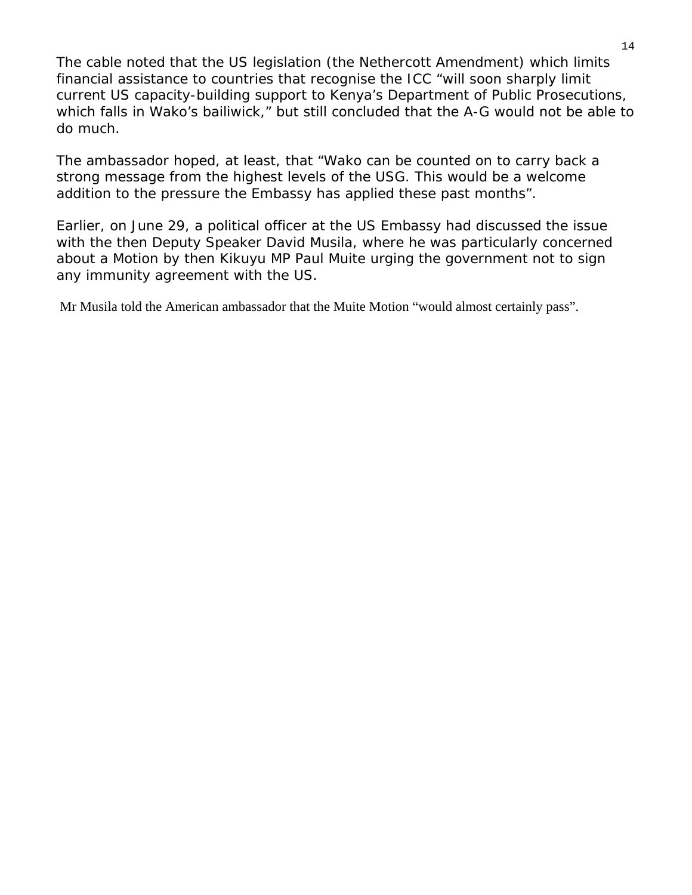The cable noted that the US legislation (the Nethercott Amendment) which limits financial assistance to countries that recognise the ICC "will soon sharply limit current US capacity-building support to Kenya's Department of Public Prosecutions, which falls in Wako's bailiwick," but still concluded that the A-G would not be able to do much.

The ambassador hoped, at least, that "Wako can be counted on to carry back a strong message from the highest levels of the USG. This would be a welcome addition to the pressure the Embassy has applied these past months".

Earlier, on June 29, a political officer at the US Embassy had discussed the issue with the then Deputy Speaker David Musila, where he was particularly concerned about a Motion by then Kikuyu MP Paul Muite urging the government not to sign any immunity agreement with the US.

Mr Musila told the American ambassador that the Muite Motion "would almost certainly pass".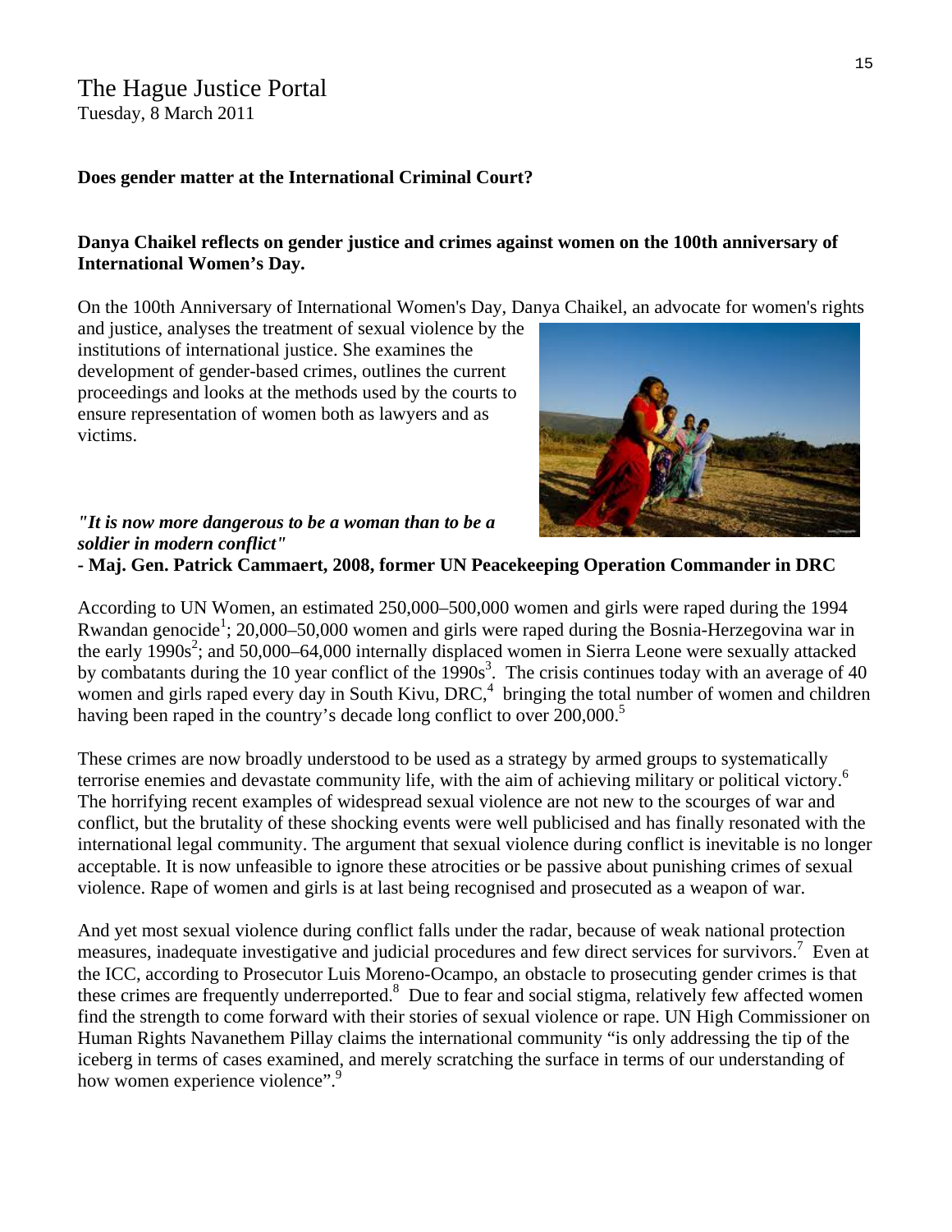The Hague Justice Portal
Tuesday, 8 March 2011

**Does gender matter at the International Criminal Court?**

**Danya Chaikel reflects on gender justice and crimes against women on the 100th anniversary of International Women's Day.**

On the 100th Anniversary of International Women's Day, Danya Chaikel, an advocate for women's rights and justice, analyses the treatment of sexual violence by the institutions of international justice. She examines the development of gender-based crimes, outlines the current proceedings and looks at the methods used by the courts to ensure representation of women both as lawyers and as victims.

***"It is now more dangerous to be a woman than to be a soldier in modern conflict"***
**- Maj. Gen. Patrick Cammaert, 2008, former UN Peacekeeping Operation Commander in DRC**

According to UN Women, an estimated 250,000–500,000 women and girls were raped during the 1994 Rwandan genocide[1]; 20,000–50,000 women and girls were raped during the Bosnia-Herzegovina war in the early 1990s[2]; and 50,000–64,000 internally displaced women in Sierra Leone were sexually attacked by combatants during the 10 year conflict of the 1990s[3]. The crisis continues today with an average of 40 women and girls raped every day in South Kivu, DRC,[4] bringing the total number of women and children having been raped in the country's decade long conflict to over 200,000.[5]

These crimes are now broadly understood to be used as a strategy by armed groups to systematically terrorise enemies and devastate community life, with the aim of achieving military or political victory.[6] The horrifying recent examples of widespread sexual violence are not new to the scourges of war and conflict, but the brutality of these shocking events were well publicised and has finally resonated with the international legal community. The argument that sexual violence during conflict is inevitable is no longer acceptable. It is now unfeasible to ignore these atrocities or be passive about punishing crimes of sexual violence. Rape of women and girls is at last being recognised and prosecuted as a weapon of war.

And yet most sexual violence during conflict falls under the radar, because of weak national protection measures, inadequate investigative and judicial procedures and few direct services for survivors.[7] Even at the ICC, according to Prosecutor Luis Moreno-Ocampo, an obstacle to prosecuting gender crimes is that these crimes are frequently underreported.[8] Due to fear and social stigma, relatively few affected women find the strength to come forward with their stories of sexual violence or rape. UN High Commissioner on Human Rights Navanethem Pillay claims the international community "is only addressing the tip of the iceberg in terms of cases examined, and merely scratching the surface in terms of our understanding of how women experience violence".[9]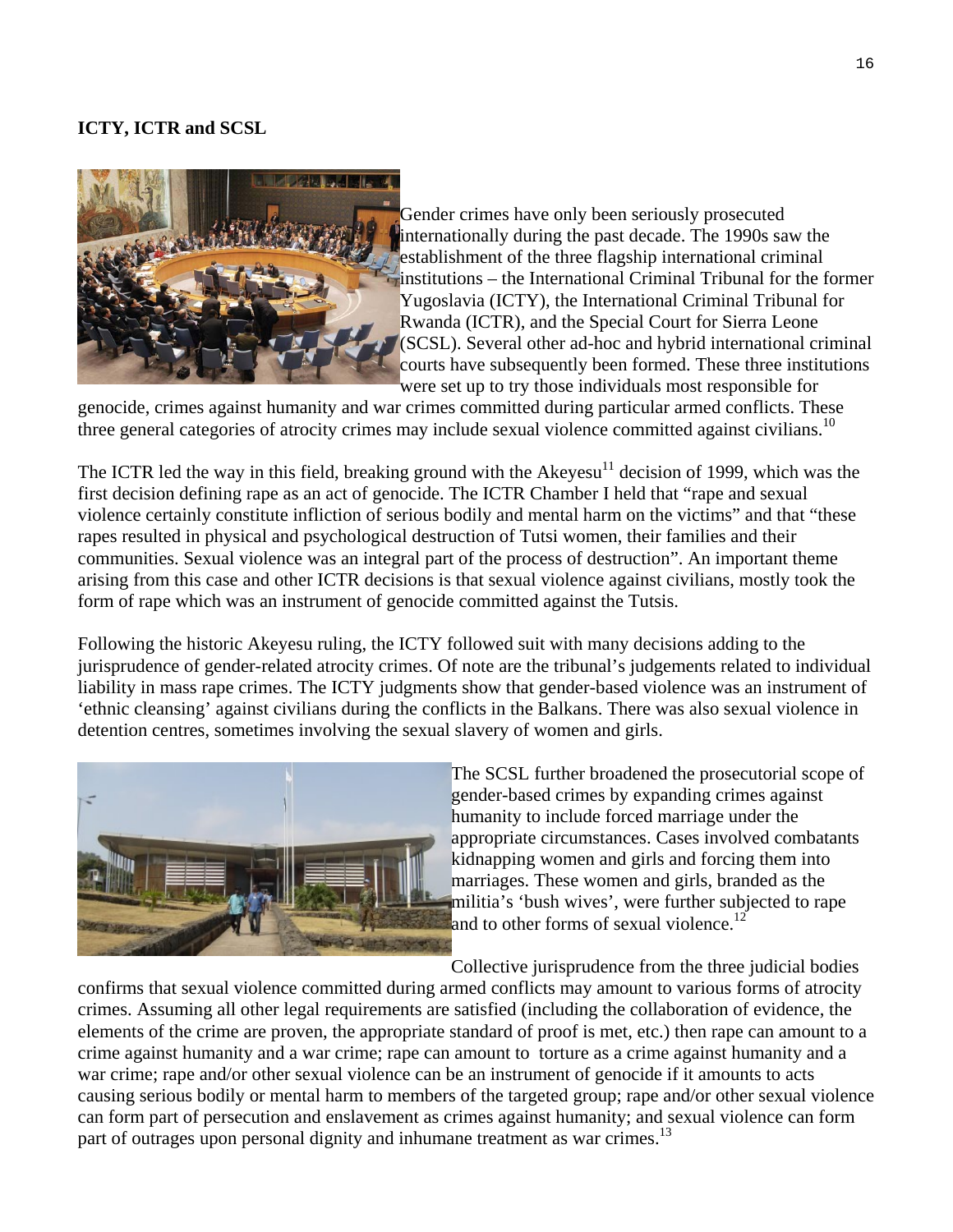**ICTY, ICTR and SCSL**

Gender crimes have only been seriously prosecuted internationally during the past decade. The 1990s saw the establishment of the three flagship international criminal institutions – the International Criminal Tribunal for the former Yugoslavia (ICTY), the International Criminal Tribunal for Rwanda (ICTR), and the Special Court for Sierra Leone (SCSL). Several other ad-hoc and hybrid international criminal courts have subsequently been formed. These three institutions were set up to try those individuals most responsible for genocide, crimes against humanity and war crimes committed during particular armed conflicts. These three general categories of atrocity crimes may include sexual violence committed against civilians.[10]

The ICTR led the way in this field, breaking ground with the Akeyesu[11] decision of 1999, which was the first decision defining rape as an act of genocide. The ICTR Chamber I held that "rape and sexual violence certainly constitute infliction of serious bodily and mental harm on the victims" and that "these rapes resulted in physical and psychological destruction of Tutsi women, their families and their communities. Sexual violence was an integral part of the process of destruction". An important theme arising from this case and other ICTR decisions is that sexual violence against civilians, mostly took the form of rape which was an instrument of genocide committed against the Tutsis.

Following the historic Akeyesu ruling, the ICTY followed suit with many decisions adding to the jurisprudence of gender-related atrocity crimes. Of note are the tribunal's judgements related to individual liability in mass rape crimes. The ICTY judgments show that gender-based violence was an instrument of 'ethnic cleansing' against civilians during the conflicts in the Balkans. There was also sexual violence in detention centres, sometimes involving the sexual slavery of women and girls.

The SCSL further broadened the prosecutorial scope of gender-based crimes by expanding crimes against humanity to include forced marriage under the appropriate circumstances. Cases involved combatants kidnapping women and girls and forcing them into marriages. These women and girls, branded as the militia's 'bush wives', were further subjected to rape and to other forms of sexual violence.[12]

Collective jurisprudence from the three judicial bodies confirms that sexual violence committed during armed conflicts may amount to various forms of atrocity crimes. Assuming all other legal requirements are satisfied (including the collaboration of evidence, the elements of the crime are proven, the appropriate standard of proof is met, etc.) then rape can amount to a crime against humanity and a war crime; rape can amount to torture as a crime against humanity and a war crime; rape and/or other sexual violence can be an instrument of genocide if it amounts to acts causing serious bodily or mental harm to members of the targeted group; rape and/or other sexual violence can form part of persecution and enslavement as crimes against humanity; and sexual violence can form part of outrages upon personal dignity and inhumane treatment as war crimes.[13]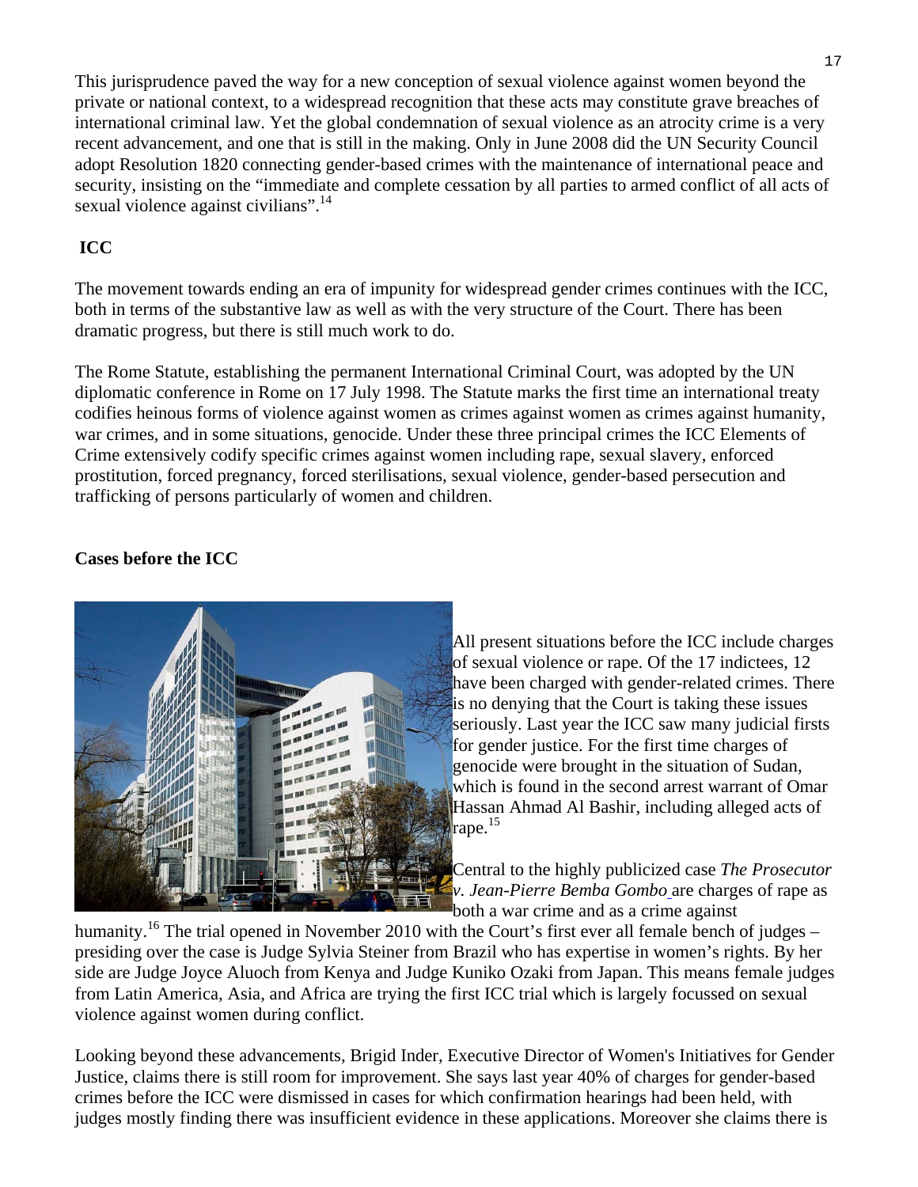This jurisprudence paved the way for a new conception of sexual violence against women beyond the private or national context, to a widespread recognition that these acts may constitute grave breaches of international criminal law. Yet the global condemnation of sexual violence as an atrocity crime is a very recent advancement, and one that is still in the making. Only in June 2008 did the UN Security Council adopt Resolution 1820 connecting gender-based crimes with the maintenance of international peace and security, insisting on the "immediate and complete cessation by all parties to armed conflict of all acts of sexual violence against civilians".[14]

**ICC**

The movement towards ending an era of impunity for widespread gender crimes continues with the ICC, both in terms of the substantive law as well as with the very structure of the Court. There has been dramatic progress, but there is still much work to do.

The Rome Statute, establishing the permanent International Criminal Court, was adopted by the UN diplomatic conference in Rome on 17 July 1998. The Statute marks the first time an international treaty codifies heinous forms of violence against women as crimes against women as crimes against humanity, war crimes, and in some situations, genocide. Under these three principal crimes the ICC Elements of Crime extensively codify specific crimes against women including rape, sexual slavery, enforced prostitution, forced pregnancy, forced sterilisations, sexual violence, gender-based persecution and trafficking of persons particularly of women and children.

**Cases before the ICC**

All present situations before the ICC include charges of sexual violence or rape. Of the 17 indictees, 12 have been charged with gender-related crimes. There is no denying that the Court is taking these issues seriously. Last year the ICC saw many judicial firsts for gender justice. For the first time charges of genocide were brought in the situation of Sudan, which is found in the second arrest warrant of Omar Hassan Ahmad Al Bashir, including alleged acts of rape.[15]

Central to the highly publicized case *The Prosecutor v. Jean-Pierre Bemba Gombo* are charges of rape as both a war crime and as a crime against humanity.[16] The trial opened in November 2010 with the Court's first ever all female bench of judges – presiding over the case is Judge Sylvia Steiner from Brazil who has expertise in women's rights. By her side are Judge Joyce Aluoch from Kenya and Judge Kuniko Ozaki from Japan. This means female judges from Latin America, Asia, and Africa are trying the first ICC trial which is largely focussed on sexual violence against women during conflict.

Looking beyond these advancements, Brigid Inder, Executive Director of Women's Initiatives for Gender Justice, claims there is still room for improvement. She says last year 40% of charges for gender-based crimes before the ICC were dismissed in cases for which confirmation hearings had been held, with judges mostly finding there was insufficient evidence in these applications. Moreover she claims there is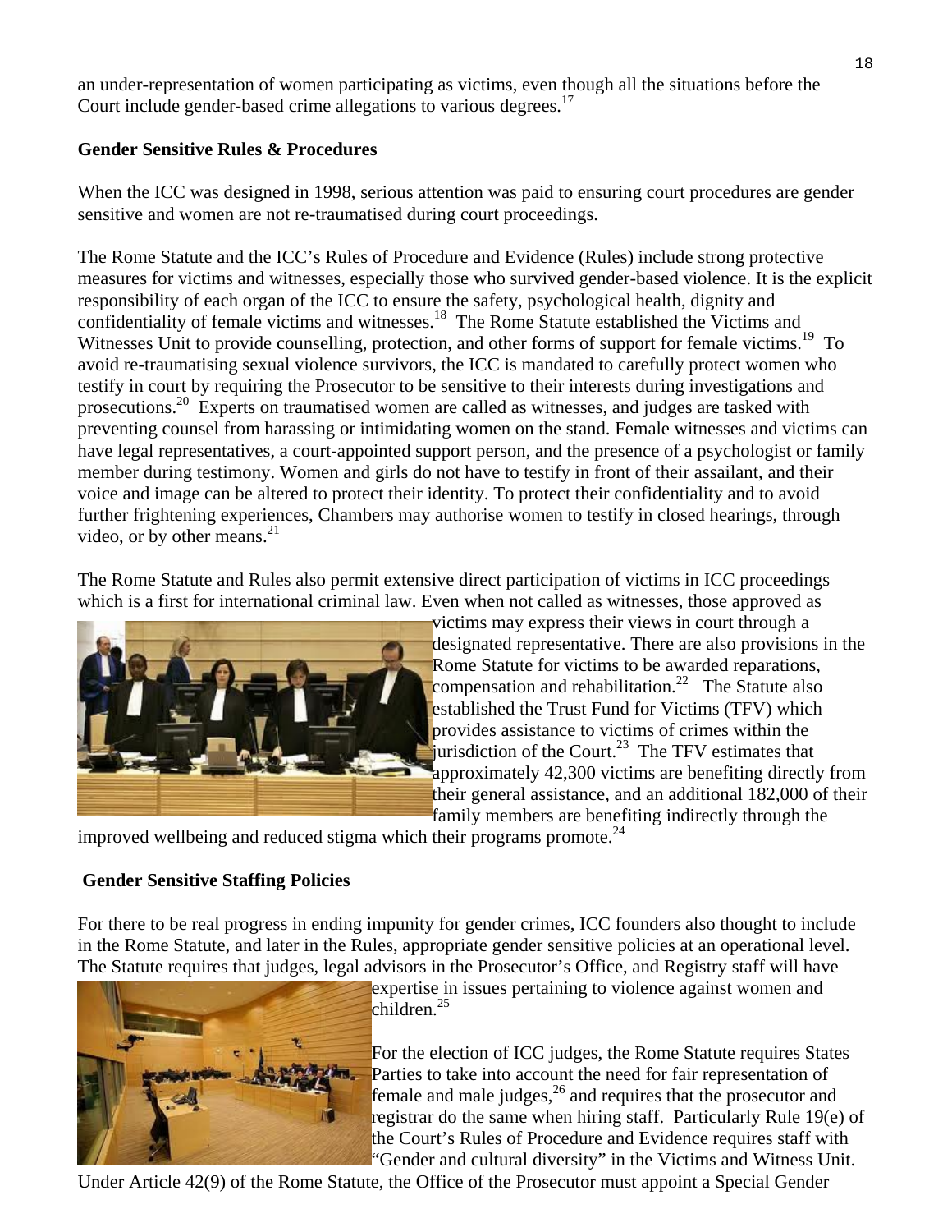an under-representation of women participating as victims, even though all the situations before the Court include gender-based crime allegations to various degrees.[17]

**Gender Sensitive Rules & Procedures**

When the ICC was designed in 1998, serious attention was paid to ensuring court procedures are gender sensitive and women are not re-traumatised during court proceedings.

The Rome Statute and the ICC's Rules of Procedure and Evidence (Rules) include strong protective measures for victims and witnesses, especially those who survived gender-based violence. It is the explicit responsibility of each organ of the ICC to ensure the safety, psychological health, dignity and confidentiality of female victims and witnesses.[18] The Rome Statute established the Victims and Witnesses Unit to provide counselling, protection, and other forms of support for female victims.[19] To avoid re-traumatising sexual violence survivors, the ICC is mandated to carefully protect women who testify in court by requiring the Prosecutor to be sensitive to their interests during investigations and prosecutions.[20] Experts on traumatised women are called as witnesses, and judges are tasked with preventing counsel from harassing or intimidating women on the stand. Female witnesses and victims can have legal representatives, a court-appointed support person, and the presence of a psychologist or family member during testimony. Women and girls do not have to testify in front of their assailant, and their voice and image can be altered to protect their identity. To protect their confidentiality and to avoid further frightening experiences, Chambers may authorise women to testify in closed hearings, through video, or by other means.[21]

The Rome Statute and Rules also permit extensive direct participation of victims in ICC proceedings which is a first for international criminal law. Even when not called as witnesses, those approved as victims may express their views in court through a designated representative. There are also provisions in the Rome Statute for victims to be awarded reparations, compensation and rehabilitation.[22] The Statute also established the Trust Fund for Victims (TFV) which provides assistance to victims of crimes within the jurisdiction of the Court.[23] The TFV estimates that approximately 42,300 victims are benefiting directly from their general assistance, and an additional 182,000 of their family members are benefiting indirectly through the improved wellbeing and reduced stigma which their programs promote.[24]

**Gender Sensitive Staffing Policies**

For there to be real progress in ending impunity for gender crimes, ICC founders also thought to include in the Rome Statute, and later in the Rules, appropriate gender sensitive policies at an operational level. The Statute requires that judges, legal advisors in the Prosecutor's Office, and Registry staff will have expertise in issues pertaining to violence against women and children.[25]

For the election of ICC judges, the Rome Statute requires States Parties to take into account the need for fair representation of female and male judges,[26] and requires that the prosecutor and registrar do the same when hiring staff. Particularly Rule 19(e) of the Court's Rules of Procedure and Evidence requires staff with "Gender and cultural diversity" in the Victims and Witness Unit. Under Article 42(9) of the Rome Statute, the Office of the Prosecutor must appoint a Special Gender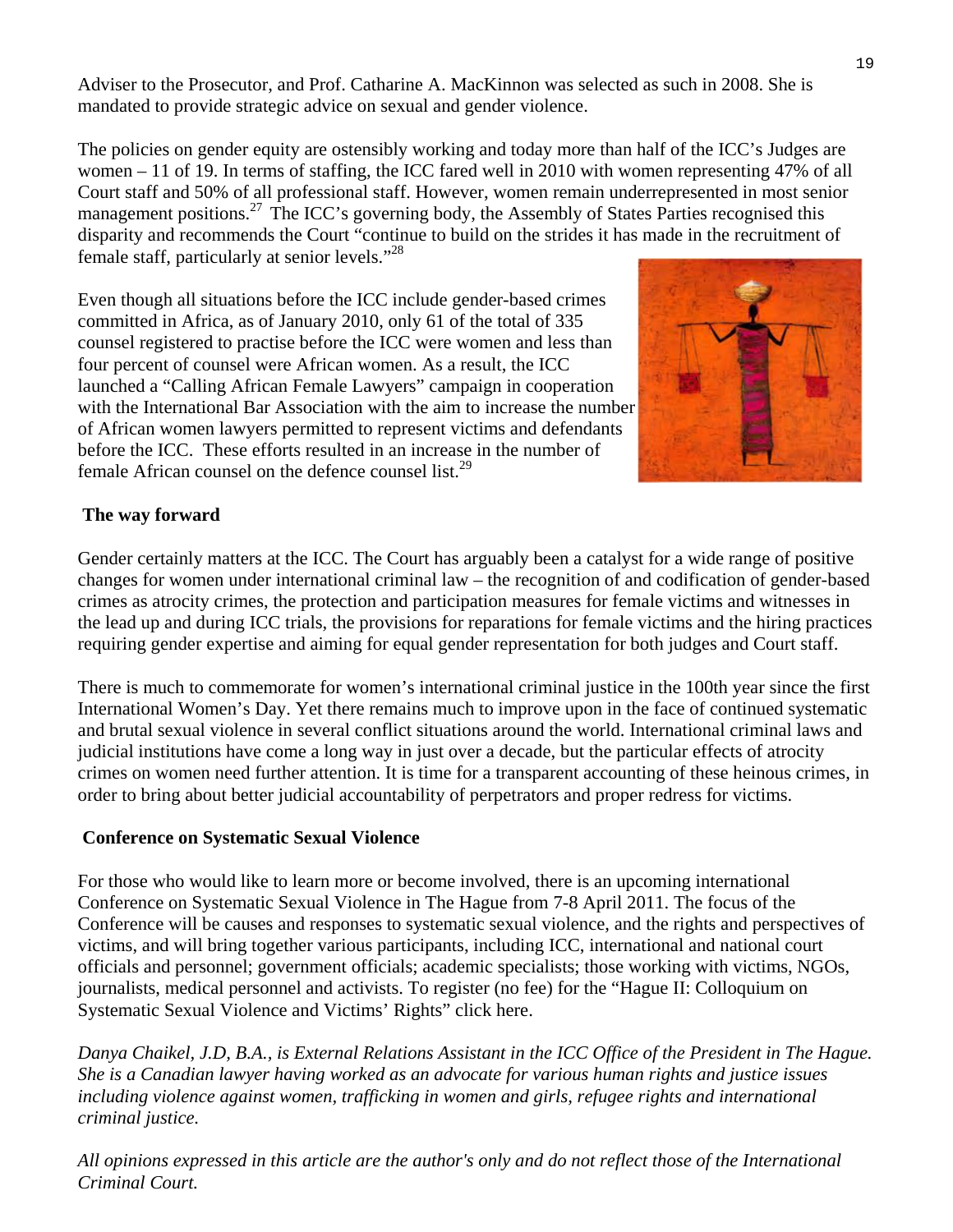Adviser to the Prosecutor, and Prof. Catharine A. MacKinnon was selected as such in 2008. She is mandated to provide strategic advice on sexual and gender violence.

The policies on gender equity are ostensibly working and today more than half of the ICC's Judges are women – 11 of 19. In terms of staffing, the ICC fared well in 2010 with women representing 47% of all Court staff and 50% of all professional staff. However, women remain underrepresented in most senior management positions.[27] The ICC's governing body, the Assembly of States Parties recognised this disparity and recommends the Court "continue to build on the strides it has made in the recruitment of female staff, particularly at senior levels."[28]

Even though all situations before the ICC include gender-based crimes committed in Africa, as of January 2010, only 61 of the total of 335 counsel registered to practise before the ICC were women and less than four percent of counsel were African women. As a result, the ICC launched a "Calling African Female Lawyers" campaign in cooperation with the International Bar Association with the aim to increase the number of African women lawyers permitted to represent victims and defendants before the ICC. These efforts resulted in an increase in the number of female African counsel on the defence counsel list.[29]

## The way forward

Gender certainly matters at the ICC. The Court has arguably been a catalyst for a wide range of positive changes for women under international criminal law – the recognition of and codification of gender-based crimes as atrocity crimes, the protection and participation measures for female victims and witnesses in the lead up and during ICC trials, the provisions for reparations for female victims and the hiring practices requiring gender expertise and aiming for equal gender representation for both judges and Court staff.

There is much to commemorate for women's international criminal justice in the 100th year since the first International Women's Day. Yet there remains much to improve upon in the face of continued systematic and brutal sexual violence in several conflict situations around the world. International criminal laws and judicial institutions have come a long way in just over a decade, but the particular effects of atrocity crimes on women need further attention. It is time for a transparent accounting of these heinous crimes, in order to bring about better judicial accountability of perpetrators and proper redress for victims.

## Conference on Systematic Sexual Violence

For those who would like to learn more or become involved, there is an upcoming international Conference on Systematic Sexual Violence in The Hague from 7-8 April 2011. The focus of the Conference will be causes and responses to systematic sexual violence, and the rights and perspectives of victims, and will bring together various participants, including ICC, international and national court officials and personnel; government officials; academic specialists; those working with victims, NGOs, journalists, medical personnel and activists. To register (no fee) for the "Hague II: Colloquium on Systematic Sexual Violence and Victims' Rights" click here.

*Danya Chaikel, J.D, B.A., is External Relations Assistant in the ICC Office of the President in The Hague. She is a Canadian lawyer having worked as an advocate for various human rights and justice issues including violence against women, trafficking in women and girls, refugee rights and international criminal justice.*

*All opinions expressed in this article are the author's only and do not reflect those of the International Criminal Court.*